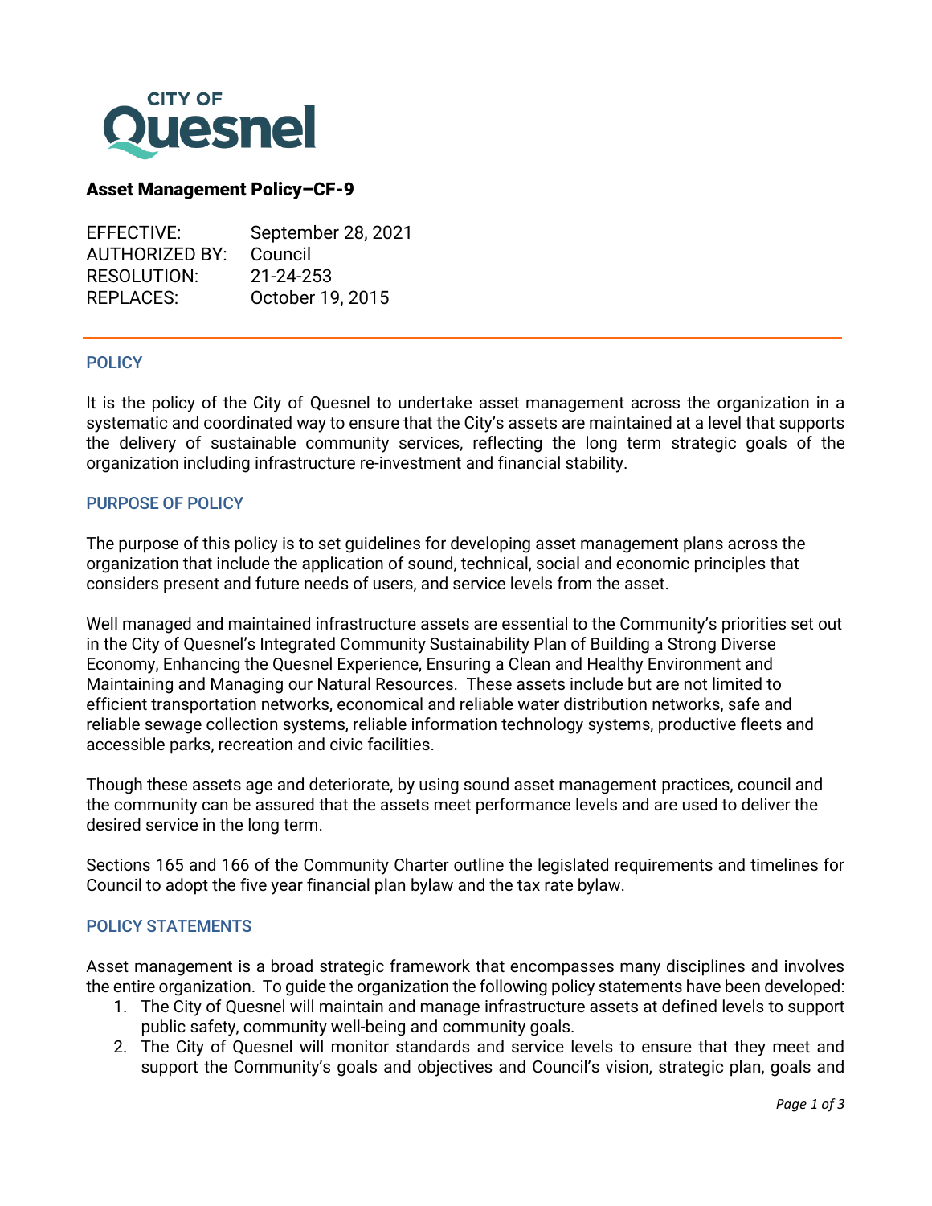CITY OF
Quesnel

# Asset Management Policy–CF-9

EFFECTIVE: September 28, 2021
AUTHORIZED BY: Council
RESOLUTION: 21-24-253
REPLACES: October 19, 2015

## POLICY

It is the policy of the City of Quesnel to undertake asset management across the organization in a systematic and coordinated way to ensure that the City's assets are maintained at a level that supports the delivery of sustainable community services, reflecting the long term strategic goals of the organization including infrastructure re-investment and financial stability.

## PURPOSE OF POLICY

The purpose of this policy is to set guidelines for developing asset management plans across the organization that include the application of sound, technical, social and economic principles that considers present and future needs of users, and service levels from the asset.

Well managed and maintained infrastructure assets are essential to the Community's priorities set out in the City of Quesnel's Integrated Community Sustainability Plan of Building a Strong Diverse Economy, Enhancing the Quesnel Experience, Ensuring a Clean and Healthy Environment and Maintaining and Managing our Natural Resources. These assets include but are not limited to efficient transportation networks, economical and reliable water distribution networks, safe and reliable sewage collection systems, reliable information technology systems, productive fleets and accessible parks, recreation and civic facilities.

Though these assets age and deteriorate, by using sound asset management practices, council and the community can be assured that the assets meet performance levels and are used to deliver the desired service in the long term.

Sections 165 and 166 of the Community Charter outline the legislated requirements and timelines for Council to adopt the five year financial plan bylaw and the tax rate bylaw.

## POLICY STATEMENTS

Asset management is a broad strategic framework that encompasses many disciplines and involves the entire organization. To guide the organization the following policy statements have been developed:

1. The City of Quesnel will maintain and manage infrastructure assets at defined levels to support public safety, community well-being and community goals.
2. The City of Quesnel will monitor standards and service levels to ensure that they meet and support the Community's goals and objectives and Council's vision, strategic plan, goals and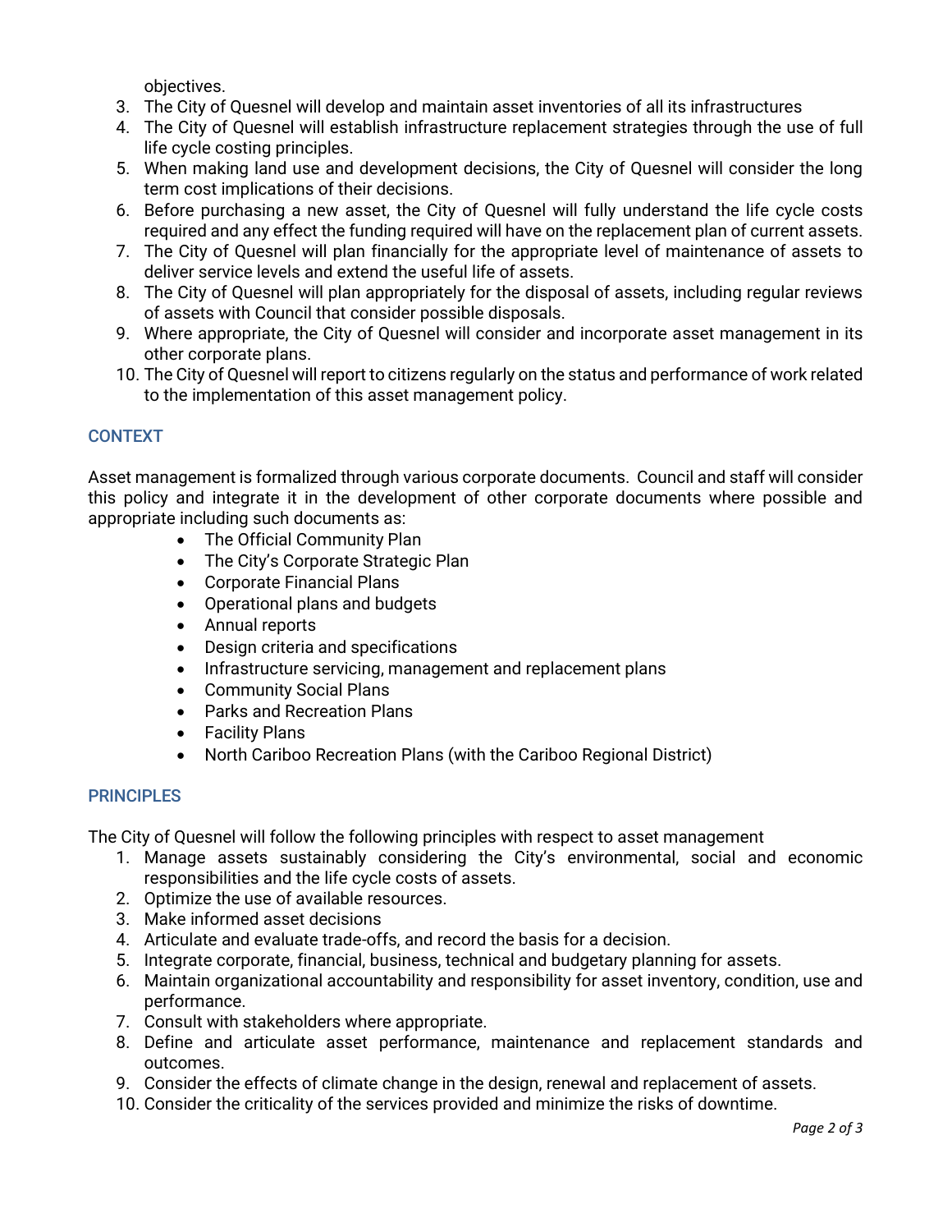objectives.

3. The City of Quesnel will develop and maintain asset inventories of all its infrastructures
4. The City of Quesnel will establish infrastructure replacement strategies through the use of full life cycle costing principles.
5. When making land use and development decisions, the City of Quesnel will consider the long term cost implications of their decisions.
6. Before purchasing a new asset, the City of Quesnel will fully understand the life cycle costs required and any effect the funding required will have on the replacement plan of current assets.
7. The City of Quesnel will plan financially for the appropriate level of maintenance of assets to deliver service levels and extend the useful life of assets.
8. The City of Quesnel will plan appropriately for the disposal of assets, including regular reviews of assets with Council that consider possible disposals.
9. Where appropriate, the City of Quesnel will consider and incorporate asset management in its other corporate plans.
10. The City of Quesnel will report to citizens regularly on the status and performance of work related to the implementation of this asset management policy.

## CONTEXT

Asset management is formalized through various corporate documents. Council and staff will consider this policy and integrate it in the development of other corporate documents where possible and appropriate including such documents as:

- The Official Community Plan
- The City's Corporate Strategic Plan
- Corporate Financial Plans
- Operational plans and budgets
- Annual reports
- Design criteria and specifications
- Infrastructure servicing, management and replacement plans
- Community Social Plans
- Parks and Recreation Plans
- Facility Plans
- North Cariboo Recreation Plans (with the Cariboo Regional District)

## PRINCIPLES

The City of Quesnel will follow the following principles with respect to asset management

1. Manage assets sustainably considering the City's environmental, social and economic responsibilities and the life cycle costs of assets.
2. Optimize the use of available resources.
3. Make informed asset decisions
4. Articulate and evaluate trade-offs, and record the basis for a decision.
5. Integrate corporate, financial, business, technical and budgetary planning for assets.
6. Maintain organizational accountability and responsibility for asset inventory, condition, use and performance.
7. Consult with stakeholders where appropriate.
8. Define and articulate asset performance, maintenance and replacement standards and outcomes.
9. Consider the effects of climate change in the design, renewal and replacement of assets.
10. Consider the criticality of the services provided and minimize the risks of downtime.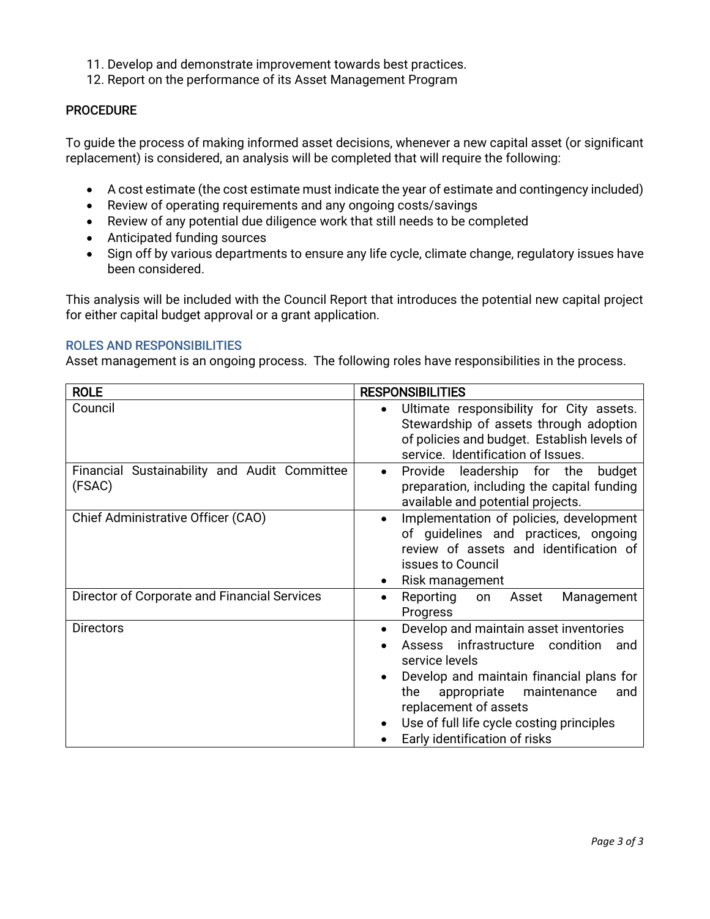11. Develop and demonstrate improvement towards best practices.
12. Report on the performance of its Asset Management Program

**PROCEDURE**

To guide the process of making informed asset decisions, whenever a new capital asset (or significant replacement) is considered, an analysis will be completed that will require the following:

- A cost estimate (the cost estimate must indicate the year of estimate and contingency included)
- Review of operating requirements and any ongoing costs/savings
- Review of any potential due diligence work that still needs to be completed
- Anticipated funding sources
- Sign off by various departments to ensure any life cycle, climate change, regulatory issues have been considered.

This analysis will be included with the Council Report that introduces the potential new capital project for either capital budget approval or a grant application.

## ROLES AND RESPONSIBILITIES

Asset management is an ongoing process. The following roles have responsibilities in the process.

| ROLE | RESPONSIBILITIES |
|---|---|
| Council | • Ultimate responsibility for City assets. Stewardship of assets through adoption of policies and budget. Establish levels of service. Identification of Issues. |
| Financial Sustainability and Audit Committee (FSAC) | • Provide leadership for the budget preparation, including the capital funding available and potential projects. |
| Chief Administrative Officer (CAO) | • Implementation of policies, development of guidelines and practices, ongoing review of assets and identification of issues to Council<br>• Risk management |
| Director of Corporate and Financial Services | • Reporting on Asset Management Progress |
| Directors | • Develop and maintain asset inventories<br>• Assess infrastructure condition and service levels<br>• Develop and maintain financial plans for the appropriate maintenance and replacement of assets<br>• Use of full life cycle costing principles<br>• Early identification of risks |